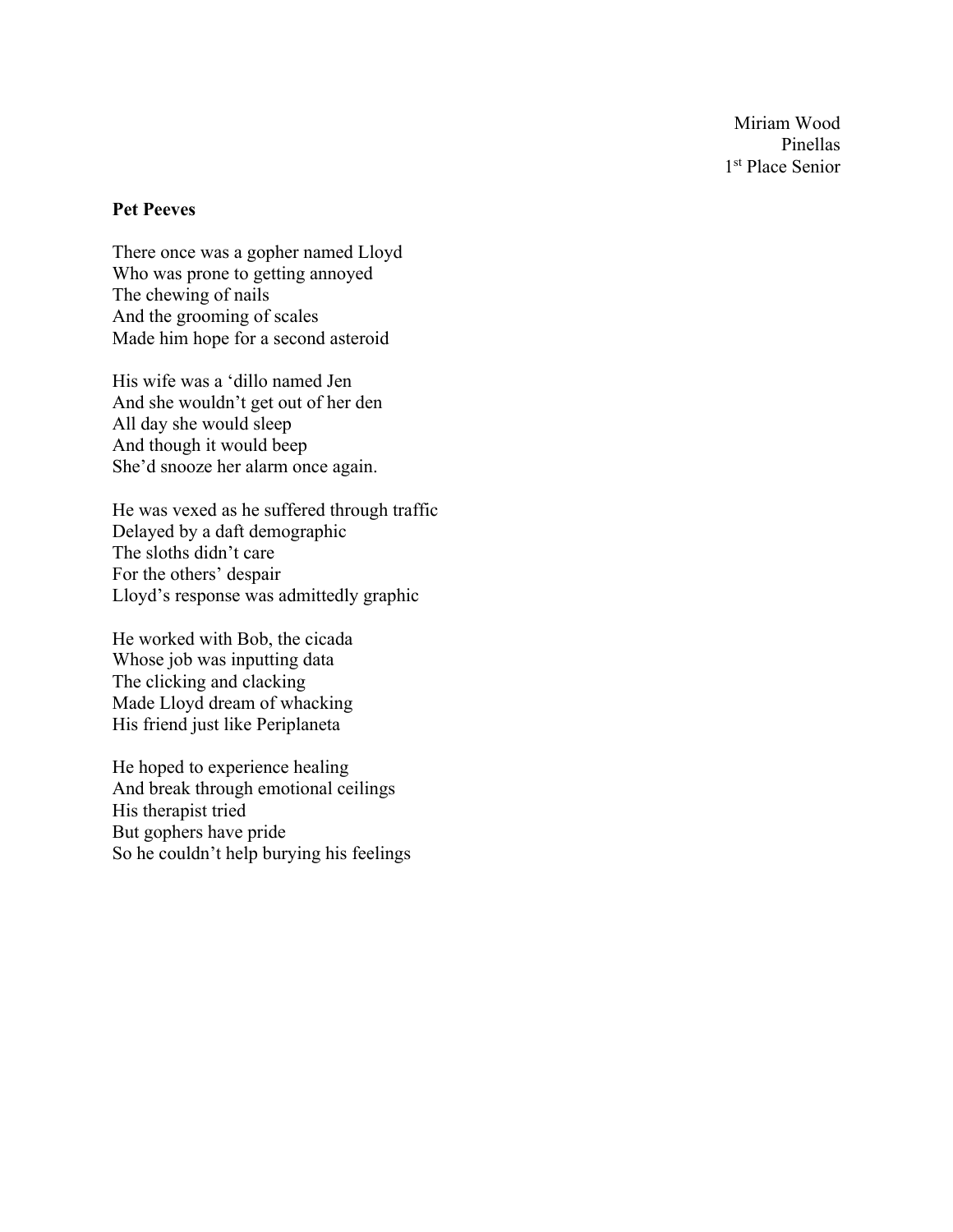Miriam Wood
Pinellas
1st Place Senior

**Pet Peeves**

There once was a gopher named Lloyd
Who was prone to getting annoyed
The chewing of nails
And the grooming of scales
Made him hope for a second asteroid

His wife was a 'dillo named Jen
And she wouldn't get out of her den
All day she would sleep
And though it would beep
She'd snooze her alarm once again.

He was vexed as he suffered through traffic
Delayed by a daft demographic
The sloths didn't care
For the others' despair
Lloyd's response was admittedly graphic

He worked with Bob, the cicada
Whose job was inputting data
The clicking and clacking
Made Lloyd dream of whacking
His friend just like Periplaneta

He hoped to experience healing
And break through emotional ceilings
His therapist tried
But gophers have pride
So he couldn't help burying his feelings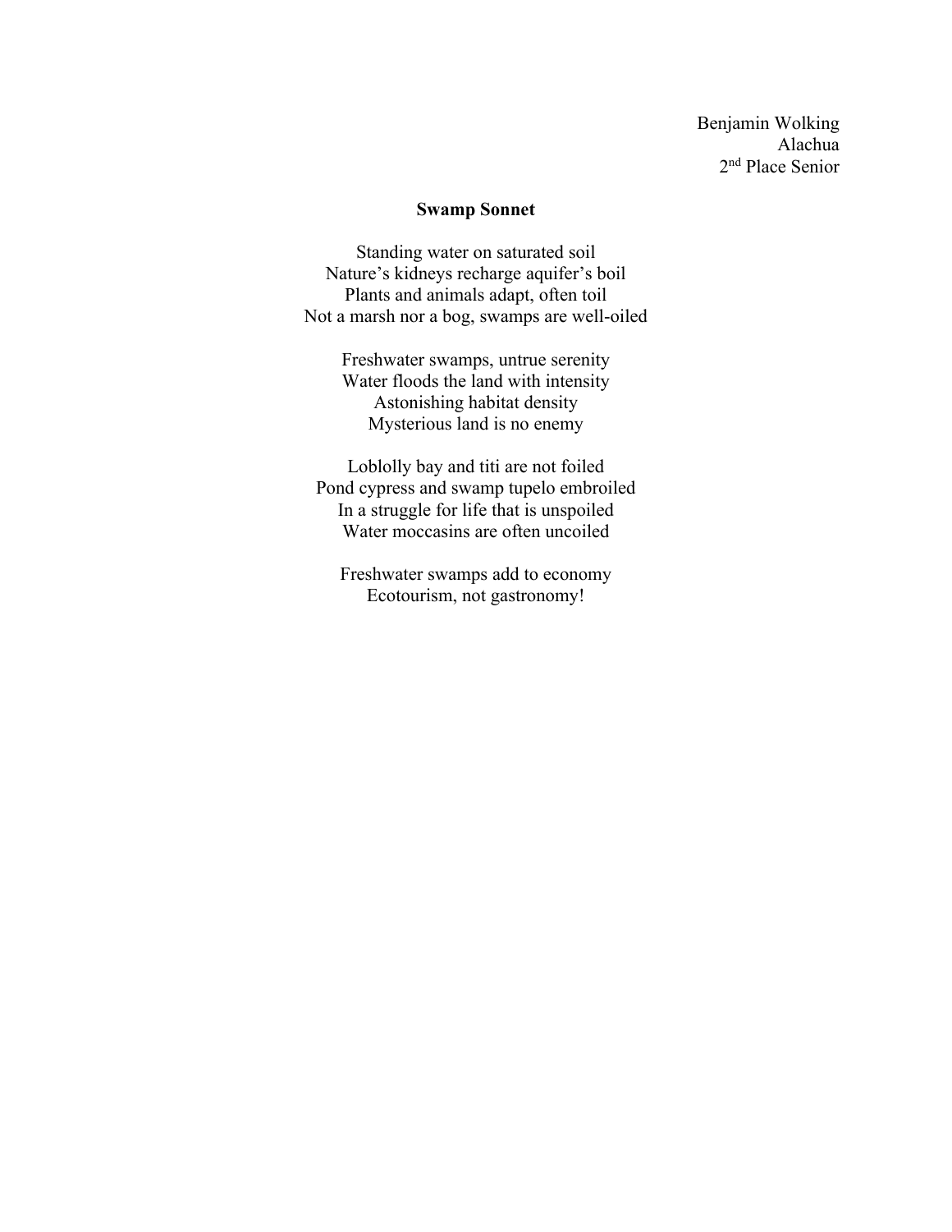Benjamin Wolking
Alachua
2nd Place Senior

**Swamp Sonnet**

Standing water on saturated soil
Nature's kidneys recharge aquifer's boil
Plants and animals adapt, often toil
Not a marsh nor a bog, swamps are well-oiled

Freshwater swamps, untrue serenity
Water floods the land with intensity
Astonishing habitat density
Mysterious land is no enemy

Loblolly bay and titi are not foiled
Pond cypress and swamp tupelo embroiled
In a struggle for life that is unspoiled
Water moccasins are often uncoiled

Freshwater swamps add to economy
Ecotourism, not gastronomy!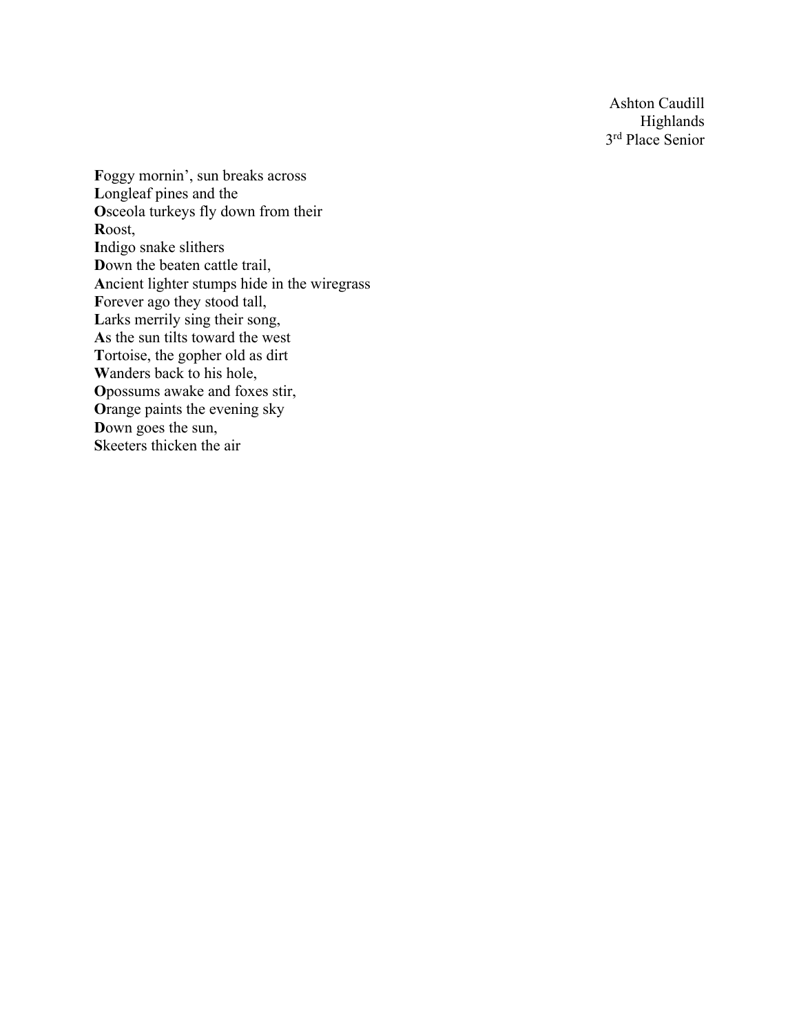Ashton Caudill
Highlands
3rd Place Senior

**F**oggy mornin', sun breaks across
**L**ongleaf pines and the
**O**sceola turkeys fly down from their
**R**oost,
**I**ndigo snake slithers
**D**own the beaten cattle trail,
**A**ncient lighter stumps hide in the wiregrass
**F**orever ago they stood tall,
**L**arks merrily sing their song,
**A**s the sun tilts toward the west
**T**ortoise, the gopher old as dirt
**W**anders back to his hole,
**O**possums awake and foxes stir,
**O**range paints the evening sky
**D**own goes the sun,
**S**keeters thicken the air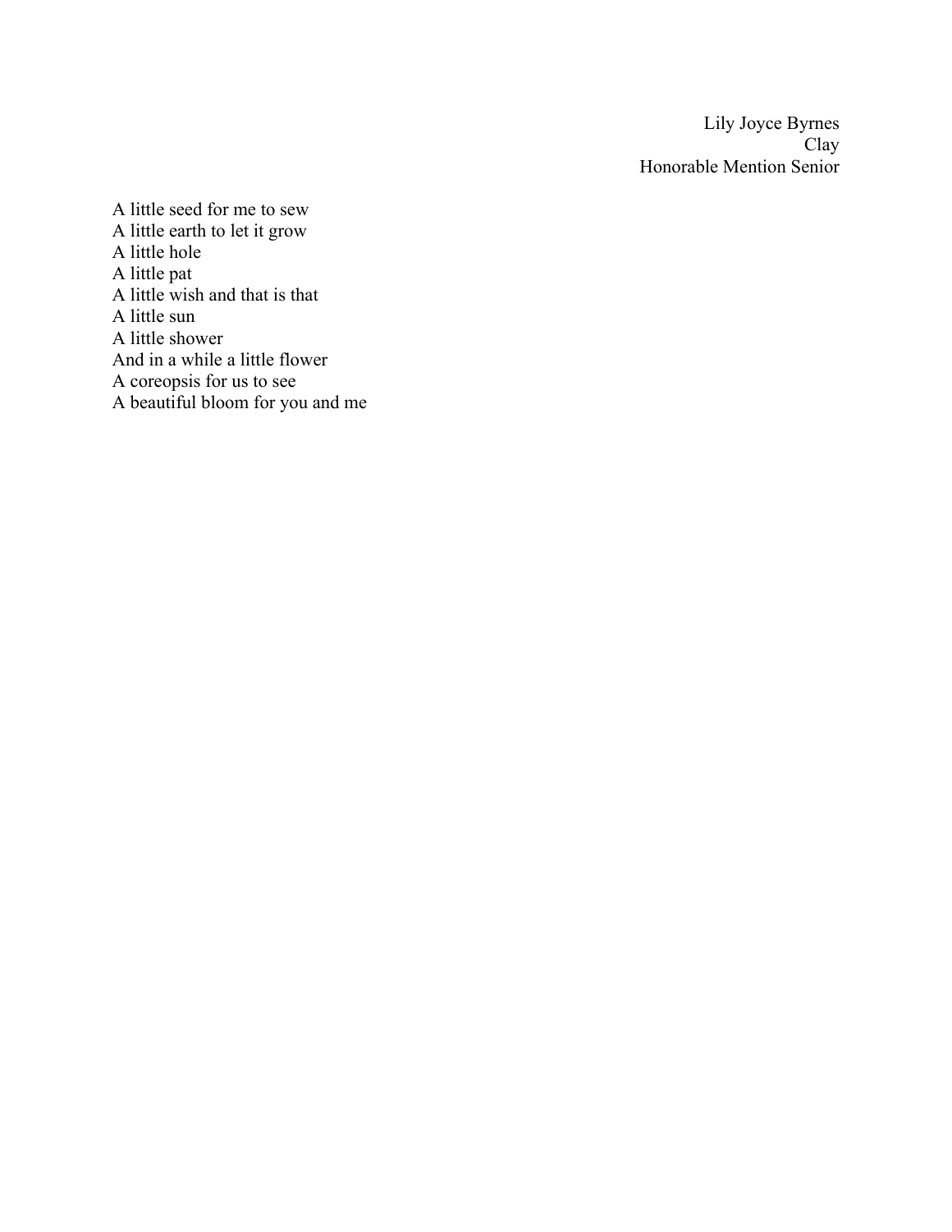Lily Joyce Byrnes  
Clay  
Honorable Mention Senior

A little seed for me to sew  
A little earth to let it grow  
A little hole  
A little pat  
A little wish and that is that  
A little sun  
A little shower  
And in a while a little flower  
A coreopsis for us to see  
A beautiful bloom for you and me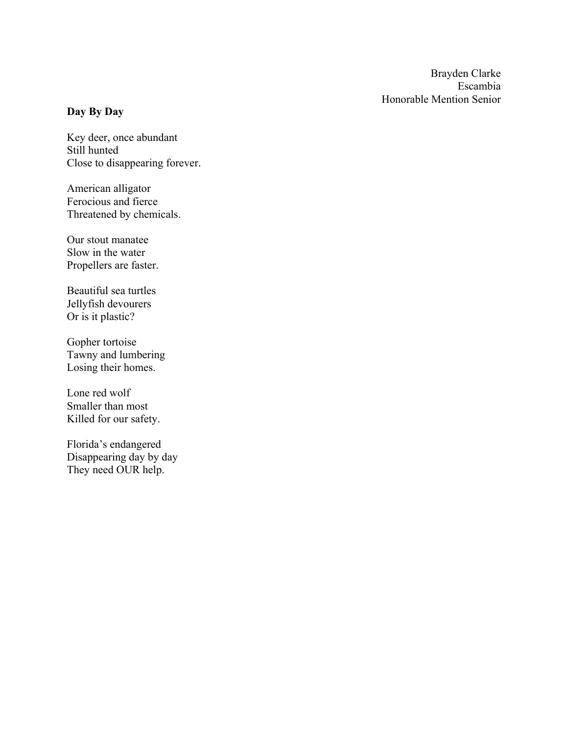Brayden Clarke
Escambia
Honorable Mention Senior

**Day By Day**

Key deer, once abundant
Still hunted
Close to disappearing forever.

American alligator
Ferocious and fierce
Threatened by chemicals.

Our stout manatee
Slow in the water
Propellers are faster.

Beautiful sea turtles
Jellyfish devourers
Or is it plastic?

Gopher tortoise
Tawny and lumbering
Losing their homes.

Lone red wolf
Smaller than most
Killed for our safety.

Florida's endangered
Disappearing day by day
They need OUR help.